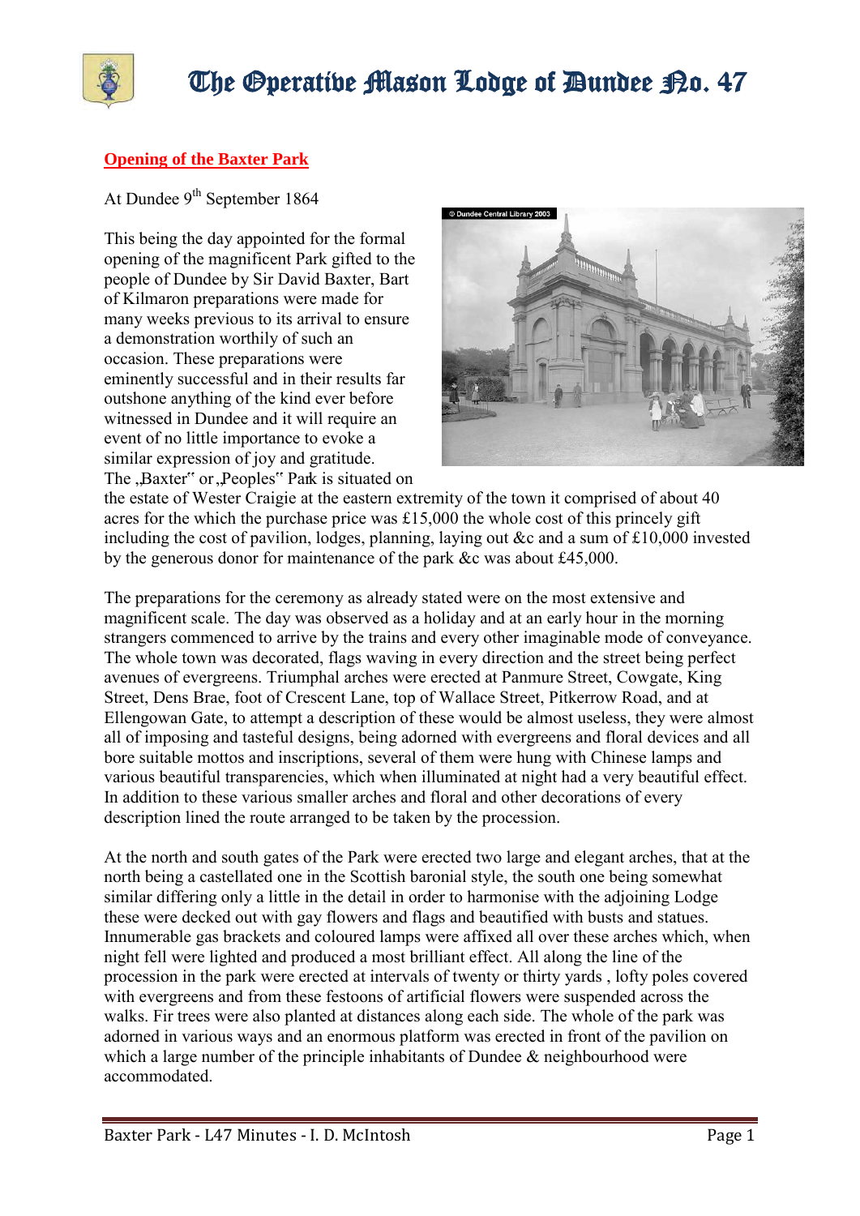## Opening of the Baxter Park

At Dundee 9th September 1864

This being the day appointed for the formal opening of the magnificent Park gifted to the people of Dundee by Sir David Baxter, Bart of Kilmaron preparations were made for many weeks previous to its arrival to ensure a demonstration worthily of such an occasion. These preparations were eminently successful and in their results far outshone anything of the kind ever before witnessed in Dundee and it will require an event of no little importance to evoke a similar expression of joy and gratitude. The „Baxter" or „Peoples" Park is situated on the estate of Wester Craigie at the eastern extremity of the town it comprised of about 40 acres for the which the purchase price was £15,000 the whole cost of this princely gift including the cost of pavilion, lodges, planning, laying out &c and a sum of £10,000 invested by the generous donor for maintenance of the park &c was about £45,000.

The preparations for the ceremony as already stated were on the most extensive and magnificent scale. The day was observed as a holiday and at an early hour in the morning strangers commenced to arrive by the trains and every other imaginable mode of conveyance. The whole town was decorated, flags waving in every direction and the street being perfect avenues of evergreens. Triumphal arches were erected at Panmure Street, Cowgate, King Street, Dens Brae, foot of Crescent Lane, top of Wallace Street, Pitkerrow Road, and at Ellengowan Gate, to attempt a description of these would be almost useless, they were almost all of imposing and tasteful designs, being adorned with evergreens and floral devices and all bore suitable mottos and inscriptions, several of them were hung with Chinese lamps and various beautiful transparencies, which when illuminated at night had a very beautiful effect. In addition to these various smaller arches and floral and other decorations of every description lined the route arranged to be taken by the procession.

At the north and south gates of the Park were erected two large and elegant arches, that at the north being a castellated one in the Scottish baronial style, the south one being somewhat similar differing only a little in the detail in order to harmonise with the adjoining Lodge these were decked out with gay flowers and flags and beautified with busts and statues. Innumerable gas brackets and coloured lamps were affixed all over these arches which, when night fell were lighted and produced a most brilliant effect. All along the line of the procession in the park were erected at intervals of twenty or thirty yards , lofty poles covered with evergreens and from these festoons of artificial flowers were suspended across the walks. Fir trees were also planted at distances along each side. The whole of the park was adorned in various ways and an enormous platform was erected in front of the pavilion on which a large number of the principle inhabitants of Dundee & neighbourhood were accommodated.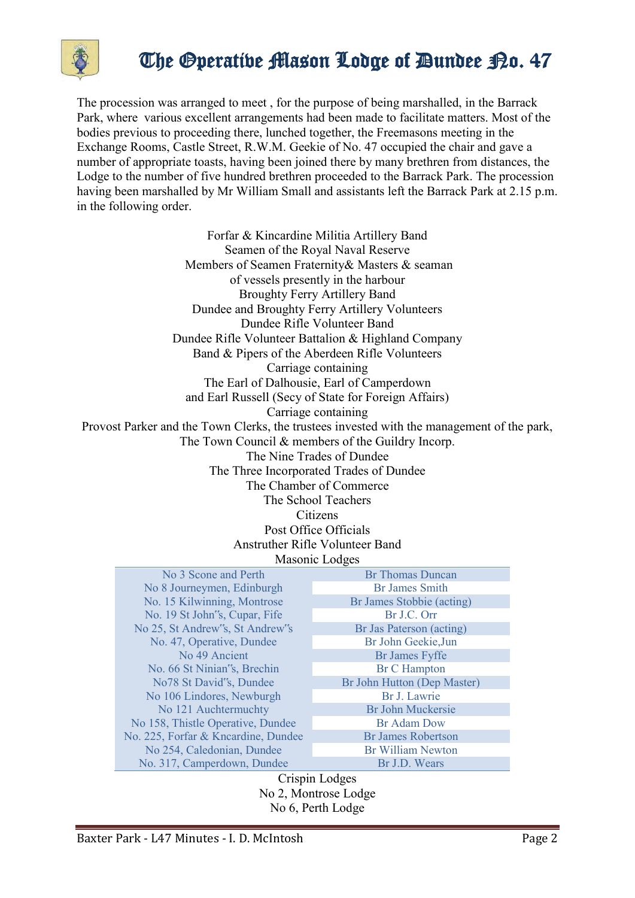The procession was arranged to meet , for the purpose of being marshalled, in the Barrack Park, where various excellent arrangements had been made to facilitate matters. Most of the bodies previous to proceeding there, lunched together, the Freemasons meeting in the Exchange Rooms, Castle Street, R.W.M. Geekie of No. 47 occupied the chair and gave a number of appropriate toasts, having been joined there by many brethren from distances, the Lodge to the number of five hundred brethren proceeded to the Barrack Park. The procession having been marshalled by Mr William Small and assistants left the Barrack Park at 2.15 p.m. in the following order.

Forfar & Kincardine Militia Artillery Band
Seamen of the Royal Naval Reserve
Members of Seamen Fraternity& Masters & seaman
of vessels presently in the harbour
Broughty Ferry Artillery Band
Dundee and Broughty Ferry Artillery Volunteers
Dundee Rifle Volunteer Band
Dundee Rifle Volunteer Battalion & Highland Company
Band & Pipers of the Aberdeen Rifle Volunteers
Carriage containing
The Earl of Dalhousie, Earl of Camperdown
and Earl Russell (Secy of State for Foreign Affairs)
Carriage containing
Provost Parker and the Town Clerks, the trustees invested with the management of the park,
The Town Council & members of the Guildry Incorp.
The Nine Trades of Dundee
The Three Incorporated Trades of Dundee
The Chamber of Commerce
The School Teachers
Citizens
Post Office Officials
Anstruther Rifle Volunteer Band
Masonic Lodges

| | |
|---|---|
| No 3 Scone and Perth | Br Thomas Duncan |
| No 8 Journeymen, Edinburgh | Br James Smith |
| No. 15 Kilwinning, Montrose | Br James Stobbie (acting) |
| No. 19 St John's, Cupar, Fife | Br J.C. Orr |
| No 25, St Andrew's, St Andrew's | Br Jas Paterson (acting) |
| No. 47, Operative, Dundee | Br John Geekie,Jun |
| No 49 Ancient | Br James Fyffe |
| No. 66 St Ninian's, Brechin | Br C Hampton |
| No78 St David's, Dundee | Br John Hutton (Dep Master) |
| No 106 Lindores, Newburgh | Br J. Lawrie |
| No 121 Auchtermuchty | Br John Muckersie |
| No 158, Thistle Operative, Dundee | Br Adam Dow |
| No. 225, Forfar & Kncardine, Dundee | Br James Robertson |
| No 254, Caledonian, Dundee | Br William Newton |
| No. 317, Camperdown, Dundee | Br J.D. Wears |

Crispin Lodges
No 2, Montrose Lodge
No 6, Perth Lodge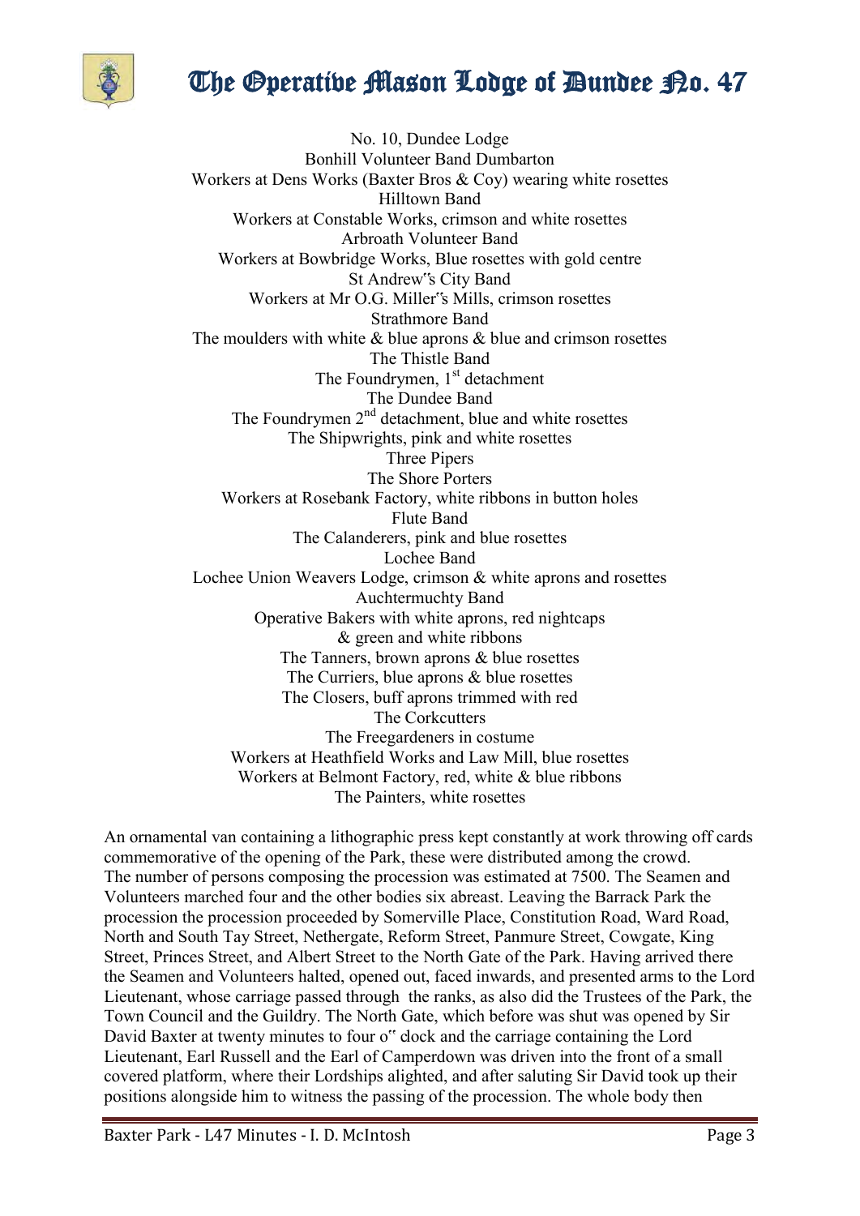No. 10, Dundee Lodge
Bonhill Volunteer Band Dumbarton
Workers at Dens Works (Baxter Bros & Coy) wearing white rosettes
Hilltown Band
Workers at Constable Works, crimson and white rosettes
Arbroath Volunteer Band
Workers at Bowbridge Works, Blue rosettes with gold centre
St Andrew‟s City Band
Workers at Mr O.G. Miller‟s Mills, crimson rosettes
Strathmore Band
The moulders with white & blue aprons & blue and crimson rosettes
The Thistle Band
The Foundrymen, 1st detachment
The Dundee Band
The Foundrymen 2nd detachment, blue and white rosettes
The Shipwrights, pink and white rosettes
Three Pipers
The Shore Porters
Workers at Rosebank Factory, white ribbons in button holes
Flute Band
The Calanderers, pink and blue rosettes
Lochee Band
Lochee Union Weavers Lodge, crimson & white aprons and rosettes
Auchtermuchty Band
Operative Bakers with white aprons, red nightcaps
& green and white ribbons
The Tanners, brown aprons & blue rosettes
The Curriers, blue aprons & blue rosettes
The Closers, buff aprons trimmed with red
The Corkcutters
The Freegardeners in costume
Workers at Heathfield Works and Law Mill, blue rosettes
Workers at Belmont Factory, red, white & blue ribbons
The Painters, white rosettes

An ornamental van containing a lithographic press kept constantly at work throwing off cards commemorative of the opening of the Park, these were distributed among the crowd. The number of persons composing the procession was estimated at 7500. The Seamen and Volunteers marched four and the other bodies six abreast. Leaving the Barrack Park the procession the procession proceeded by Somerville Place, Constitution Road, Ward Road, North and South Tay Street, Nethergate, Reform Street, Panmure Street, Cowgate, King Street, Princes Street, and Albert Street to the North Gate of the Park. Having arrived there the Seamen and Volunteers halted, opened out, faced inwards, and presented arms to the Lord Lieutenant, whose carriage passed through the ranks, as also did the Trustees of the Park, the Town Council and the Guildry. The North Gate, which before was shut was opened by Sir David Baxter at twenty minutes to four o‟ clock and the carriage containing the Lord Lieutenant, Earl Russell and the Earl of Camperdown was driven into the front of a small covered platform, where their Lordships alighted, and after saluting Sir David took up their positions alongside him to witness the passing of the procession. The whole body then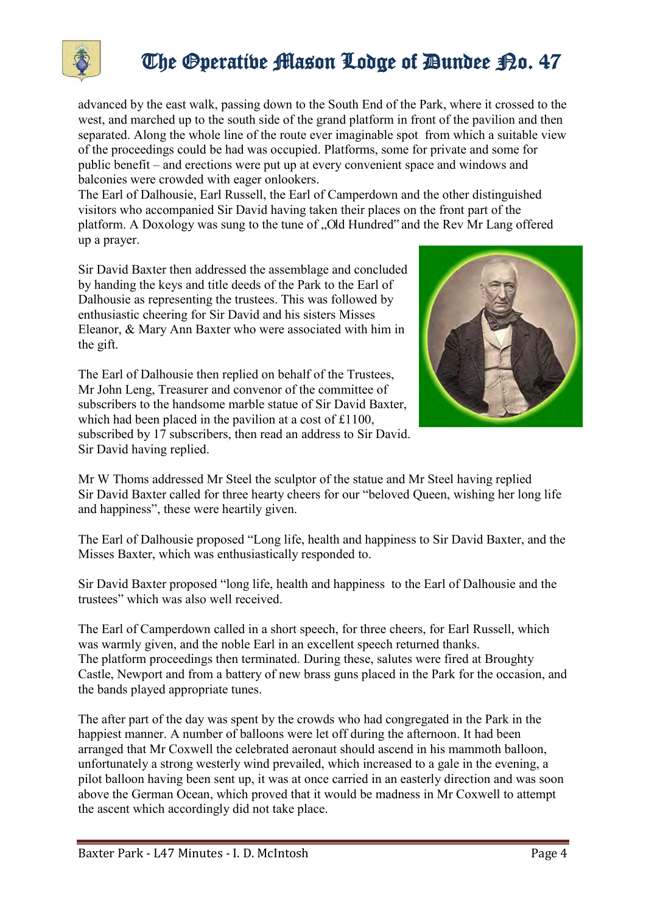advanced by the east walk, passing down to the South End of the Park, where it crossed to the west, and marched up to the south side of the grand platform in front of the pavilion and then separated. Along the whole line of the route ever imaginable spot from which a suitable view of the proceedings could be had was occupied. Platforms, some for private and some for public benefit – and erections were put up at every convenient space and windows and balconies were crowded with eager onlookers.
The Earl of Dalhousie, Earl Russell, the Earl of Camperdown and the other distinguished visitors who accompanied Sir David having taken their places on the front part of the platform. A Doxology was sung to the tune of „Old Hundred" and the Rev Mr Lang offered up a prayer.

Sir David Baxter then addressed the assemblage and concluded by handing the keys and title deeds of the Park to the Earl of Dalhousie as representing the trustees. This was followed by enthusiastic cheering for Sir David and his sisters Misses Eleanor, & Mary Ann Baxter who were associated with him in the gift.

The Earl of Dalhousie then replied on behalf of the Trustees, Mr John Leng, Treasurer and convenor of the committee of subscribers to the handsome marble statue of Sir David Baxter, which had been placed in the pavilion at a cost of £1100, subscribed by 17 subscribers, then read an address to Sir David. Sir David having replied.

Mr W Thoms addressed Mr Steel the sculptor of the statue and Mr Steel having replied Sir David Baxter called for three hearty cheers for our "beloved Queen, wishing her long life and happiness", these were heartily given.

The Earl of Dalhousie proposed "Long life, health and happiness to Sir David Baxter, and the Misses Baxter, which was enthusiastically responded to.

Sir David Baxter proposed "long life, health and happiness to the Earl of Dalhousie and the trustees" which was also well received.

The Earl of Camperdown called in a short speech, for three cheers, for Earl Russell, which was warmly given, and the noble Earl in an excellent speech returned thanks.
The platform proceedings then terminated. During these, salutes were fired at Broughty Castle, Newport and from a battery of new brass guns placed in the Park for the occasion, and the bands played appropriate tunes.

The after part of the day was spent by the crowds who had congregated in the Park in the happiest manner. A number of balloons were let off during the afternoon. It had been arranged that Mr Coxwell the celebrated aeronaut should ascend in his mammoth balloon, unfortunately a strong westerly wind prevailed, which increased to a gale in the evening, a pilot balloon having been sent up, it was at once carried in an easterly direction and was soon above the German Ocean, which proved that it would be madness in Mr Coxwell to attempt the ascent which accordingly did not take place.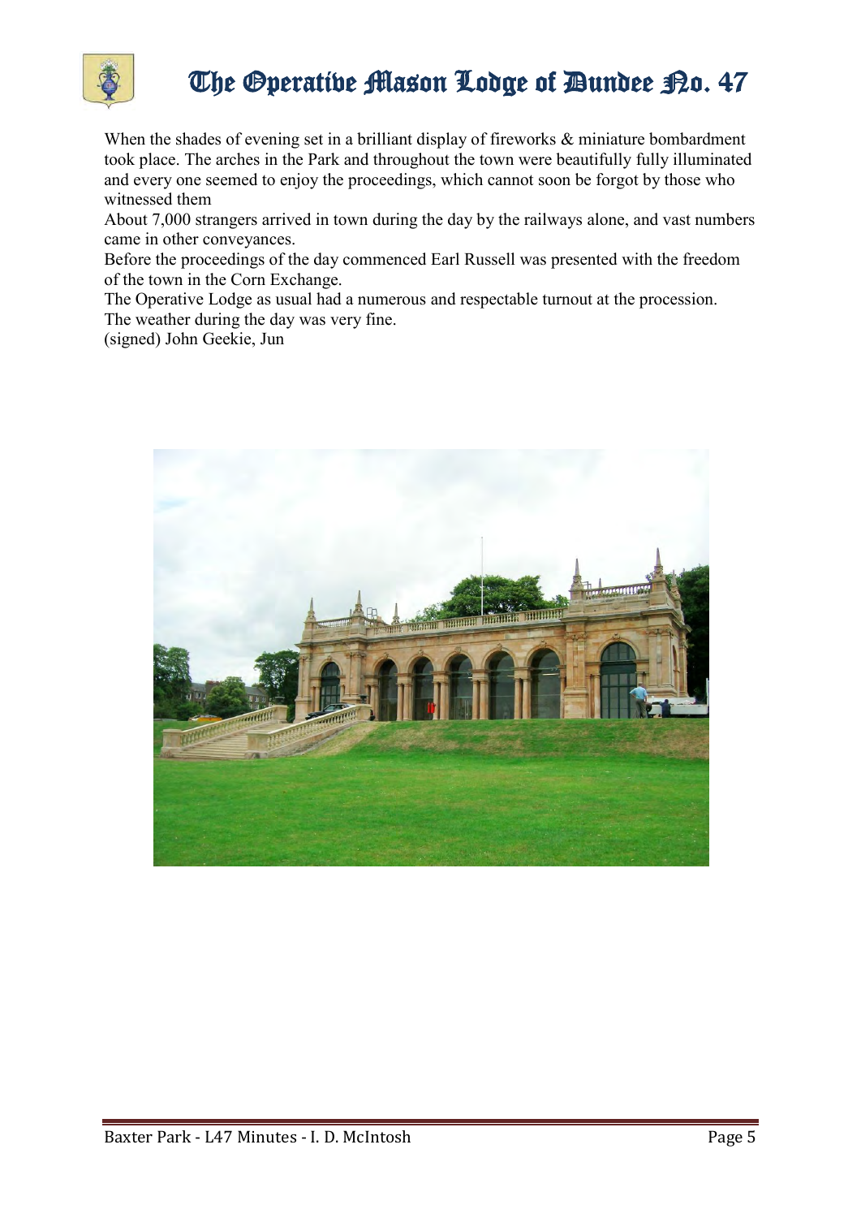When the shades of evening set in a brilliant display of fireworks & miniature bombardment took place. The arches in the Park and throughout the town were beautifully fully illuminated and every one seemed to enjoy the proceedings, which cannot soon be forgot by those who witnessed them

About 7,000 strangers arrived in town during the day by the railways alone, and vast numbers came in other conveyances.

Before the proceedings of the day commenced Earl Russell was presented with the freedom of the town in the Corn Exchange.

The Operative Lodge as usual had a numerous and respectable turnout at the procession.

The weather during the day was very fine.

(signed) John Geekie, Jun